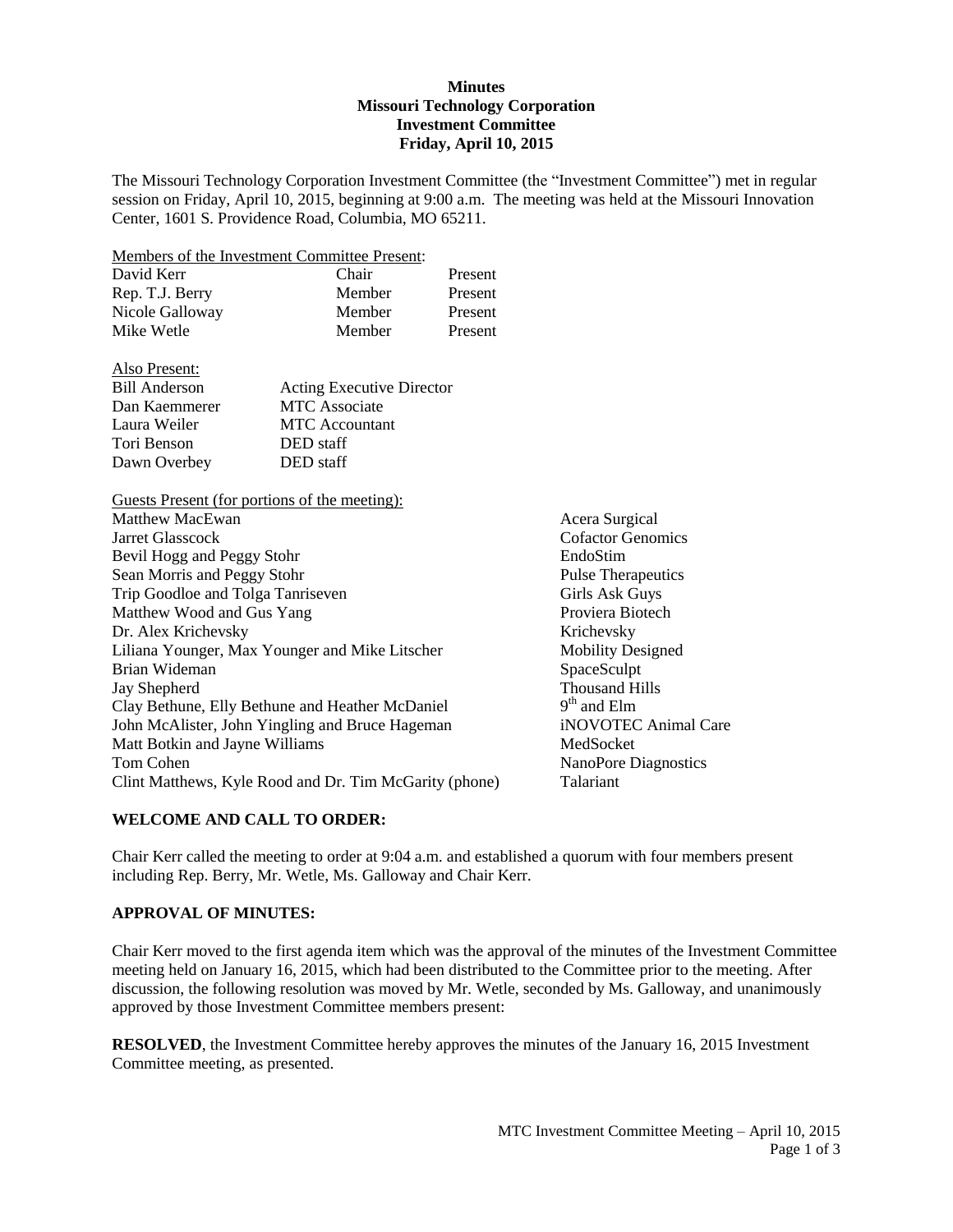**Minutes**
**Missouri Technology Corporation**
**Investment Committee**
**Friday, April 10, 2015**

The Missouri Technology Corporation Investment Committee (the "Investment Committee") met in regular session on Friday, April 10, 2015, beginning at 9:00 a.m. The meeting was held at the Missouri Innovation Center, 1601 S. Providence Road, Columbia, MO 65211.

Members of the Investment Committee Present:

| | | |
|---|---|---|
| David Kerr | Chair | Present |
| Rep. T.J. Berry | Member | Present |
| Nicole Galloway | Member | Present |
| Mike Wetle | Member | Present |

Also Present:

| | |
|---|---|
| Bill Anderson | Acting Executive Director |
| Dan Kaemmerer | MTC Associate |
| Laura Weiler | MTC Accountant |
| Tori Benson | DED staff |
| Dawn Overbey | DED staff |

Guests Present (for portions of the meeting):

| | |
|---|---|
| Matthew MacEwan | Acera Surgical |
| Jarret Glasscock | Cofactor Genomics |
| Bevil Hogg and Peggy Stohr | EndoStim |
| Sean Morris and Peggy Stohr | Pulse Therapeutics |
| Trip Goodloe and Tolga Tanriseven | Girls Ask Guys |
| Matthew Wood and Gus Yang | Proviera Biotech |
| Dr. Alex Krichevsky | Krichevsky |
| Liliana Younger, Max Younger and Mike Litscher | Mobility Designed |
| Brian Wideman | SpaceSculpt |
| Jay Shepherd | Thousand Hills |
| Clay Bethune, Elly Bethune and Heather McDaniel | 9th and Elm |
| John McAlister, John Yingling and Bruce Hageman | iNOVOTEC Animal Care |
| Matt Botkin and Jayne Williams | MedSocket |
| Tom Cohen | NanoPore Diagnostics |
| Clint Matthews, Kyle Rood and Dr. Tim McGarity (phone) | Talariant |

## WELCOME AND CALL TO ORDER:

Chair Kerr called the meeting to order at 9:04 a.m. and established a quorum with four members present including Rep. Berry, Mr. Wetle, Ms. Galloway and Chair Kerr.

## APPROVAL OF MINUTES:

Chair Kerr moved to the first agenda item which was the approval of the minutes of the Investment Committee meeting held on January 16, 2015, which had been distributed to the Committee prior to the meeting. After discussion, the following resolution was moved by Mr. Wetle, seconded by Ms. Galloway, and unanimously approved by those Investment Committee members present:

**RESOLVED**, the Investment Committee hereby approves the minutes of the January 16, 2015 Investment Committee meeting, as presented.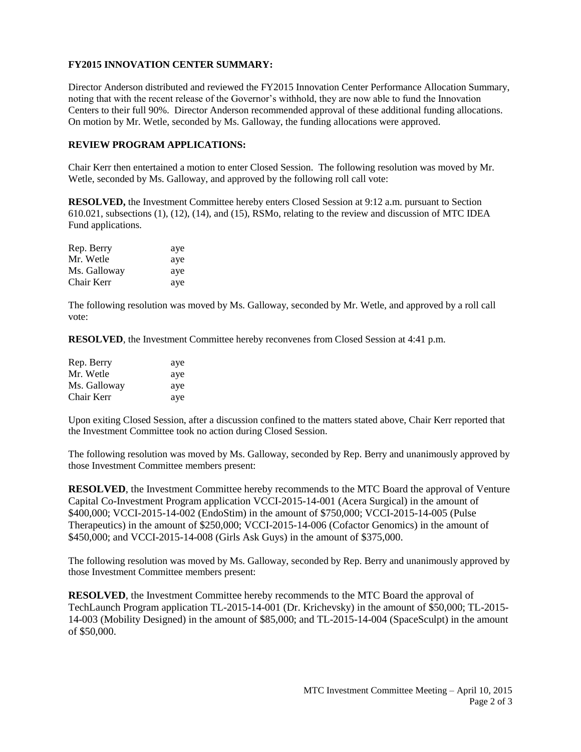**FY2015 INNOVATION CENTER SUMMARY:**

Director Anderson distributed and reviewed the FY2015 Innovation Center Performance Allocation Summary, noting that with the recent release of the Governor's withhold, they are now able to fund the Innovation Centers to their full 90%. Director Anderson recommended approval of these additional funding allocations. On motion by Mr. Wetle, seconded by Ms. Galloway, the funding allocations were approved.

**REVIEW PROGRAM APPLICATIONS:**

Chair Kerr then entertained a motion to enter Closed Session. The following resolution was moved by Mr. Wetle, seconded by Ms. Galloway, and approved by the following roll call vote:

**RESOLVED,** the Investment Committee hereby enters Closed Session at 9:12 a.m. pursuant to Section 610.021, subsections (1), (12), (14), and (15), RSMo, relating to the review and discussion of MTC IDEA Fund applications.

| | |
|---|---|
| Rep. Berry | aye |
| Mr. Wetle | aye |
| Ms. Galloway | aye |
| Chair Kerr | aye |

The following resolution was moved by Ms. Galloway, seconded by Mr. Wetle, and approved by a roll call vote:

**RESOLVED**, the Investment Committee hereby reconvenes from Closed Session at 4:41 p.m.

| | |
|---|---|
| Rep. Berry | aye |
| Mr. Wetle | aye |
| Ms. Galloway | aye |
| Chair Kerr | aye |

Upon exiting Closed Session, after a discussion confined to the matters stated above, Chair Kerr reported that the Investment Committee took no action during Closed Session.

The following resolution was moved by Ms. Galloway, seconded by Rep. Berry and unanimously approved by those Investment Committee members present:

**RESOLVED**, the Investment Committee hereby recommends to the MTC Board the approval of Venture Capital Co-Investment Program application VCCI-2015-14-001 (Acera Surgical) in the amount of $400,000; VCCI-2015-14-002 (EndoStim) in the amount of $750,000; VCCI-2015-14-005 (Pulse Therapeutics) in the amount of $250,000; VCCI-2015-14-006 (Cofactor Genomics) in the amount of $450,000; and VCCI-2015-14-008 (Girls Ask Guys) in the amount of $375,000.

The following resolution was moved by Ms. Galloway, seconded by Rep. Berry and unanimously approved by those Investment Committee members present:

**RESOLVED**, the Investment Committee hereby recommends to the MTC Board the approval of TechLaunch Program application TL-2015-14-001 (Dr. Krichevsky) in the amount of $50,000; TL-2015-14-003 (Mobility Designed) in the amount of $85,000; and TL-2015-14-004 (SpaceSculpt) in the amount of $50,000.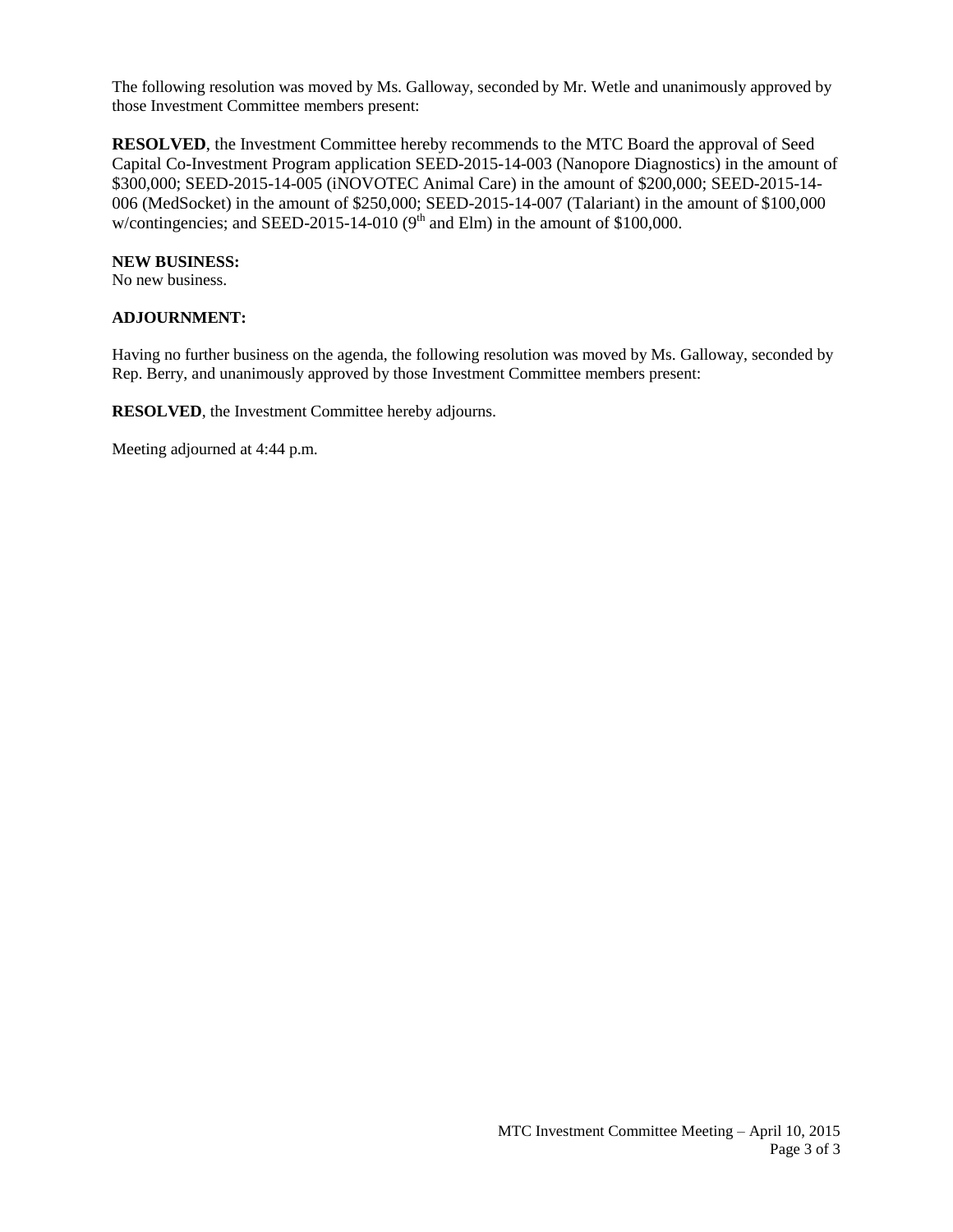The following resolution was moved by Ms. Galloway, seconded by Mr. Wetle and unanimously approved by those Investment Committee members present:

**RESOLVED**, the Investment Committee hereby recommends to the MTC Board the approval of Seed Capital Co-Investment Program application SEED-2015-14-003 (Nanopore Diagnostics) in the amount of $300,000; SEED-2015-14-005 (iNOVOTEC Animal Care) in the amount of $200,000; SEED-2015-14-006 (MedSocket) in the amount of $250,000; SEED-2015-14-007 (Talariant) in the amount of $100,000 w/contingencies; and SEED-2015-14-010 (9th and Elm) in the amount of $100,000.

**NEW BUSINESS:**
No new business.

**ADJOURNMENT:**

Having no further business on the agenda, the following resolution was moved by Ms. Galloway, seconded by Rep. Berry, and unanimously approved by those Investment Committee members present:

**RESOLVED**, the Investment Committee hereby adjourns.

Meeting adjourned at 4:44 p.m.